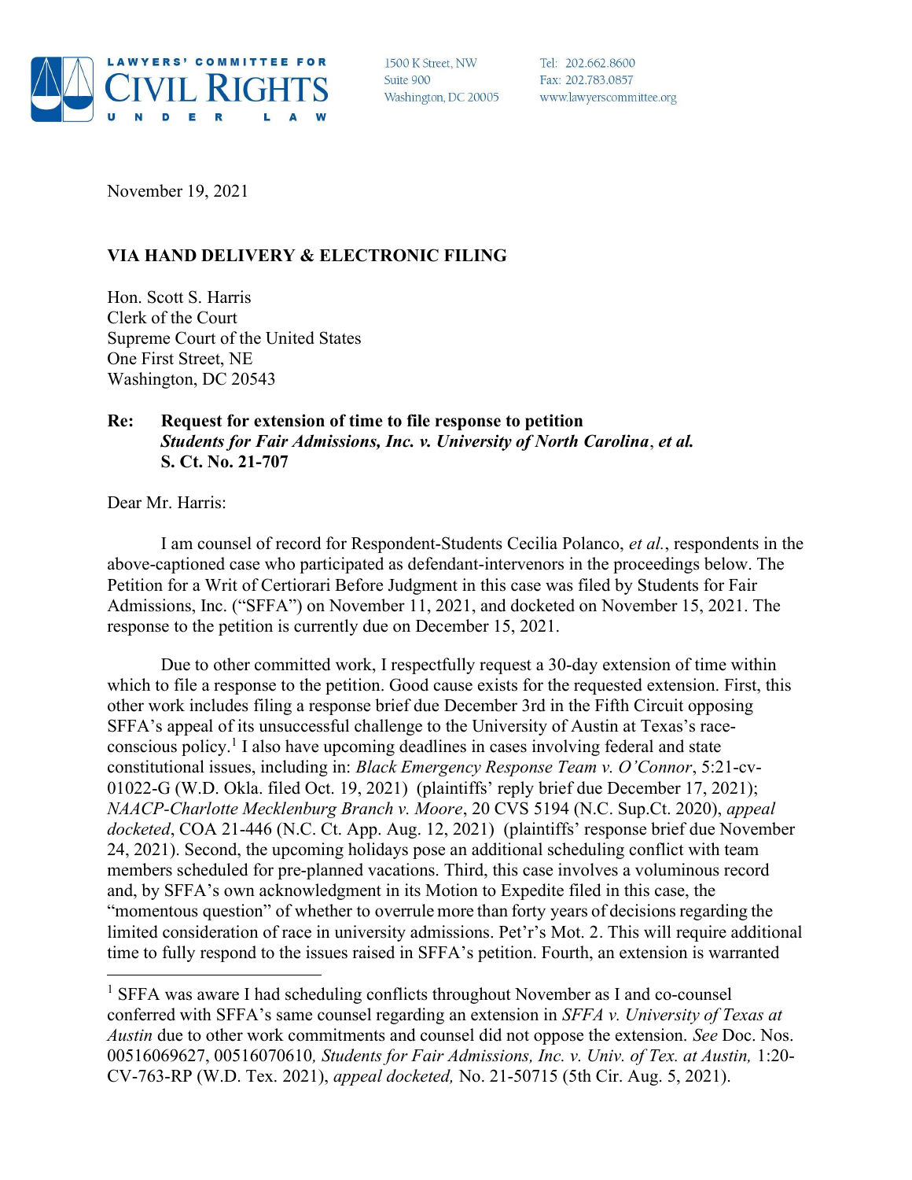**LAWYERS' COMMITTEE FOR CIVIL RIGHTS UNDER LAW**

1500 K Street, NW
Suite 900
Washington, DC 20005

Tel: 202.662.8600
Fax: 202.783.0857
www.lawyerscommittee.org

November 19, 2021

**VIA HAND DELIVERY & ELECTRONIC FILING**

Hon. Scott S. Harris
Clerk of the Court
Supreme Court of the United States
One First Street, NE
Washington, DC 20543

**Re: Request for extension of time to file response to petition**
***Students for Fair Admissions, Inc. v. University of North Carolina*, *et al.***
**S. Ct. No. 21-707**

Dear Mr. Harris:

I am counsel of record for Respondent-Students Cecilia Polanco, *et al.*, respondents in the above-captioned case who participated as defendant-intervenors in the proceedings below. The Petition for a Writ of Certiorari Before Judgment in this case was filed by Students for Fair Admissions, Inc. ("SFFA") on November 11, 2021, and docketed on November 15, 2021. The response to the petition is currently due on December 15, 2021.

Due to other committed work, I respectfully request a 30-day extension of time within which to file a response to the petition. Good cause exists for the requested extension. First, this other work includes filing a response brief due December 3rd in the Fifth Circuit opposing SFFA's appeal of its unsuccessful challenge to the University of Austin at Texas's race-conscious policy.[1] I also have upcoming deadlines in cases involving federal and state constitutional issues, including in: *Black Emergency Response Team v. O'Connor*, 5:21-cv-01022-G (W.D. Okla. filed Oct. 19, 2021) (plaintiffs' reply brief due December 17, 2021); *NAACP-Charlotte Mecklenburg Branch v. Moore*, 20 CVS 5194 (N.C. Sup.Ct. 2020), *appeal docketed*, COA 21-446 (N.C. Ct. App. Aug. 12, 2021) (plaintiffs' response brief due November 24, 2021). Second, the upcoming holidays pose an additional scheduling conflict with team members scheduled for pre-planned vacations. Third, this case involves a voluminous record and, by SFFA's own acknowledgment in its Motion to Expedite filed in this case, the "momentous question" of whether to overrule more than forty years of decisions regarding the limited consideration of race in university admissions. Pet'r's Mot. 2. This will require additional time to fully respond to the issues raised in SFFA's petition. Fourth, an extension is warranted

[1] SFFA was aware I had scheduling conflicts throughout November as I and co-counsel conferred with SFFA's same counsel regarding an extension in *SFFA v. University of Texas at Austin* due to other work commitments and counsel did not oppose the extension. *See* Doc. Nos. 00516069627, 00516070610*, Students for Fair Admissions, Inc. v. Univ. of Tex. at Austin,* 1:20-CV-763-RP (W.D. Tex. 2021), *appeal docketed,* No. 21-50715 (5th Cir. Aug. 5, 2021).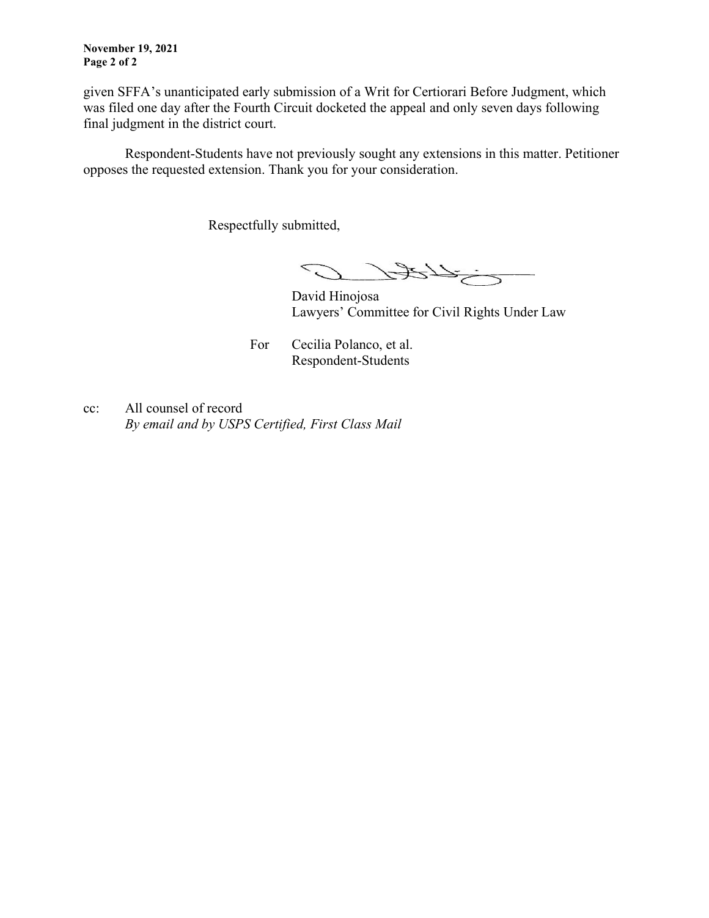given SFFA's unanticipated early submission of a Writ for Certiorari Before Judgment, which was filed one day after the Fourth Circuit docketed the appeal and only seven days following final judgment in the district court.

Respondent-Students have not previously sought any extensions in this matter. Petitioner opposes the requested extension. Thank you for your consideration.

Respectfully submitted,

David Hinojosa
Lawyers' Committee for Civil Rights Under Law

For Cecilia Polanco, et al.
Respondent-Students

cc: All counsel of record
*By email and by USPS Certified, First Class Mail*